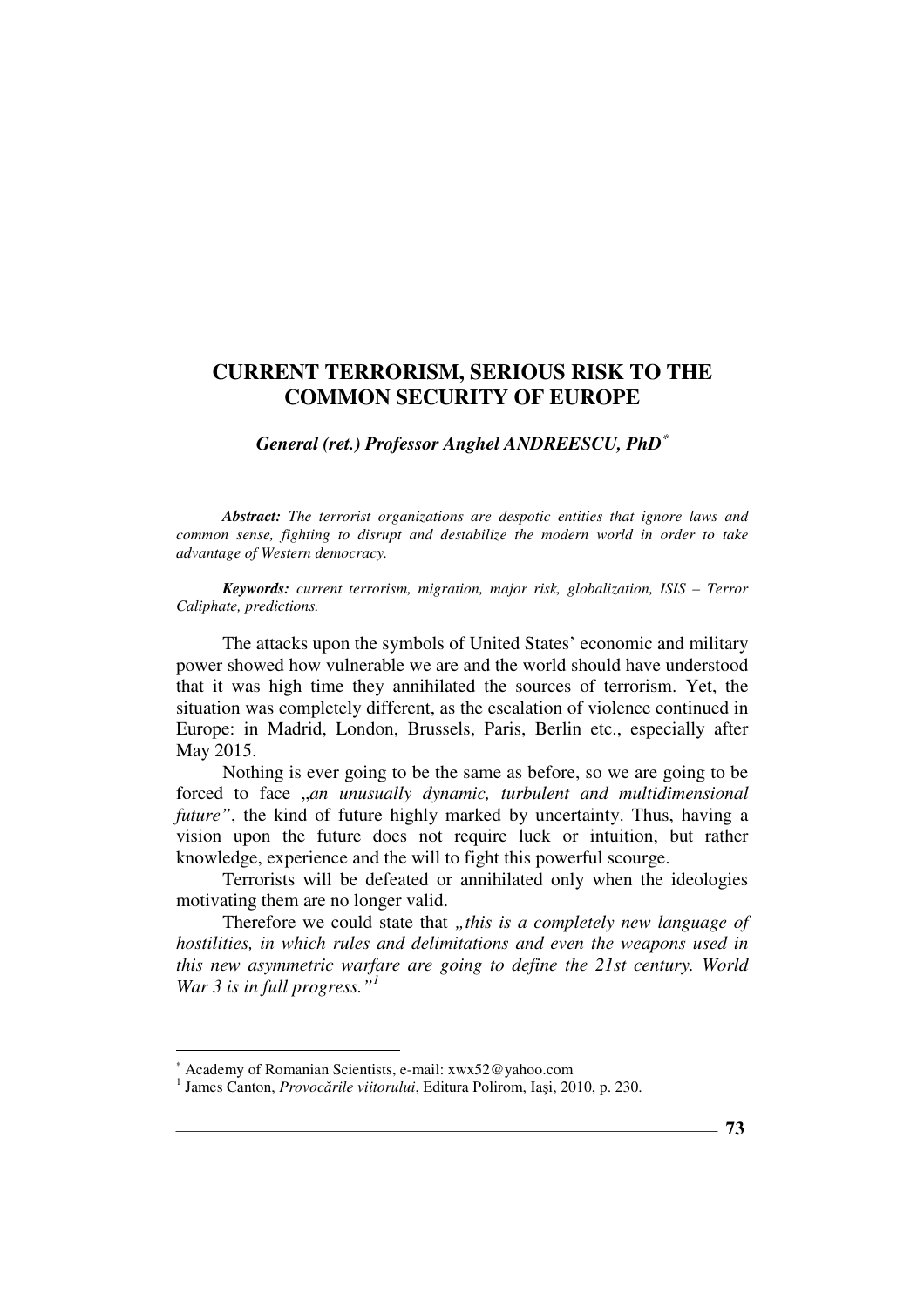# CURRENT TERRORISM, SERIOUS RISK TO THE COMMON SECURITY OF EUROPE

***General (ret.) Professor Anghel ANDREESCU, PhD**[*]*

***Abstract:*** *The terrorist organizations are despotic entities that ignore laws and common sense, fighting to disrupt and destabilize the modern world in order to take advantage of Western democracy.*

***Keywords:*** *current terrorism, migration, major risk, globalization, ISIS – Terror Caliphate, predictions.*

The attacks upon the symbols of United States' economic and military power showed how vulnerable we are and the world should have understood that it was high time they annihilated the sources of terrorism. Yet, the situation was completely different, as the escalation of violence continued in Europe: in Madrid, London, Brussels, Paris, Berlin etc., especially after May 2015.

Nothing is ever going to be the same as before, so we are going to be forced to face „*an unusually dynamic, turbulent and multidimensional future*", the kind of future highly marked by uncertainty. Thus, having a vision upon the future does not require luck or intuition, but rather knowledge, experience and the will to fight this powerful scourge.

Terrorists will be defeated or annihilated only when the ideologies motivating them are no longer valid.

Therefore we could state that *„this is a completely new language of hostilities, in which rules and delimitations and even the weapons used in this new asymmetric warfare are going to define the 21st century. World War 3 is in full progress."*[1]

---

[*] Academy of Romanian Scientists, e-mail: xwx52@yahoo.com

[1] James Canton, *Provocările viitorului*, Editura Polirom, Iaşi, 2010, p. 230.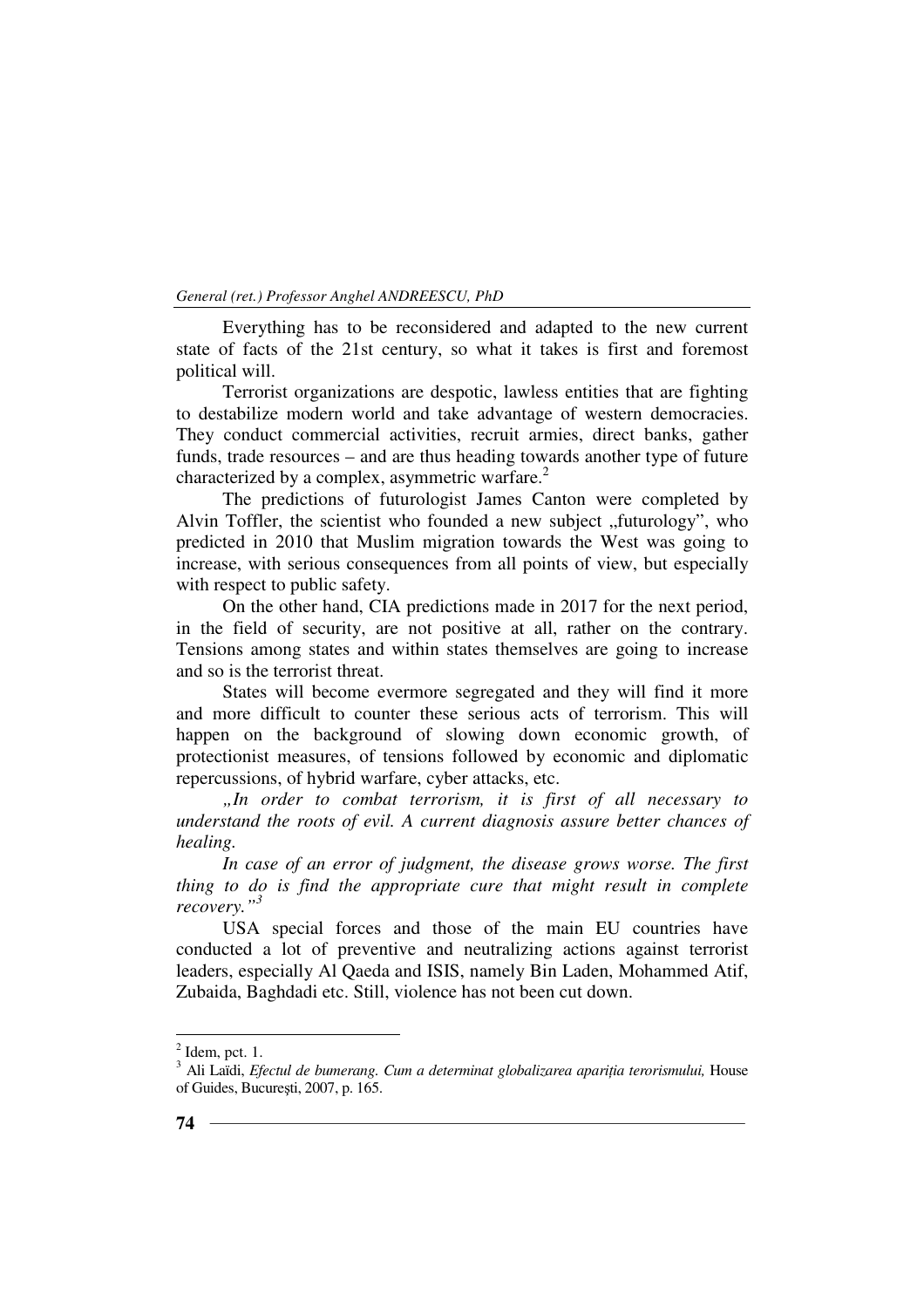Everything has to be reconsidered and adapted to the new current state of facts of the 21st century, so what it takes is first and foremost political will.

Terrorist organizations are despotic, lawless entities that are fighting to destabilize modern world and take advantage of western democracies. They conduct commercial activities, recruit armies, direct banks, gather funds, trade resources – and are thus heading towards another type of future characterized by a complex, asymmetric warfare.[2]

The predictions of futurologist James Canton were completed by Alvin Toffler, the scientist who founded a new subject „futurology", who predicted in 2010 that Muslim migration towards the West was going to increase, with serious consequences from all points of view, but especially with respect to public safety.

On the other hand, CIA predictions made in 2017 for the next period, in the field of security, are not positive at all, rather on the contrary. Tensions among states and within states themselves are going to increase and so is the terrorist threat.

States will become evermore segregated and they will find it more and more difficult to counter these serious acts of terrorism. This will happen on the background of slowing down economic growth, of protectionist measures, of tensions followed by economic and diplomatic repercussions, of hybrid warfare, cyber attacks, etc.

*„In order to combat terrorism, it is first of all necessary to understand the roots of evil. A current diagnosis assure better chances of healing.*

*In case of an error of judgment, the disease grows worse. The first thing to do is find the appropriate cure that might result in complete recovery."*[3]

USA special forces and those of the main EU countries have conducted a lot of preventive and neutralizing actions against terrorist leaders, especially Al Qaeda and ISIS, namely Bin Laden, Mohammed Atif, Zubaida, Baghdadi etc. Still, violence has not been cut down.

---

[2] Idem, pct. 1.

[3] Ali Laïdi, *Efectul de bumerang. Cum a determinat globalizarea apariția terorismului,* House of Guides, București, 2007, p. 165.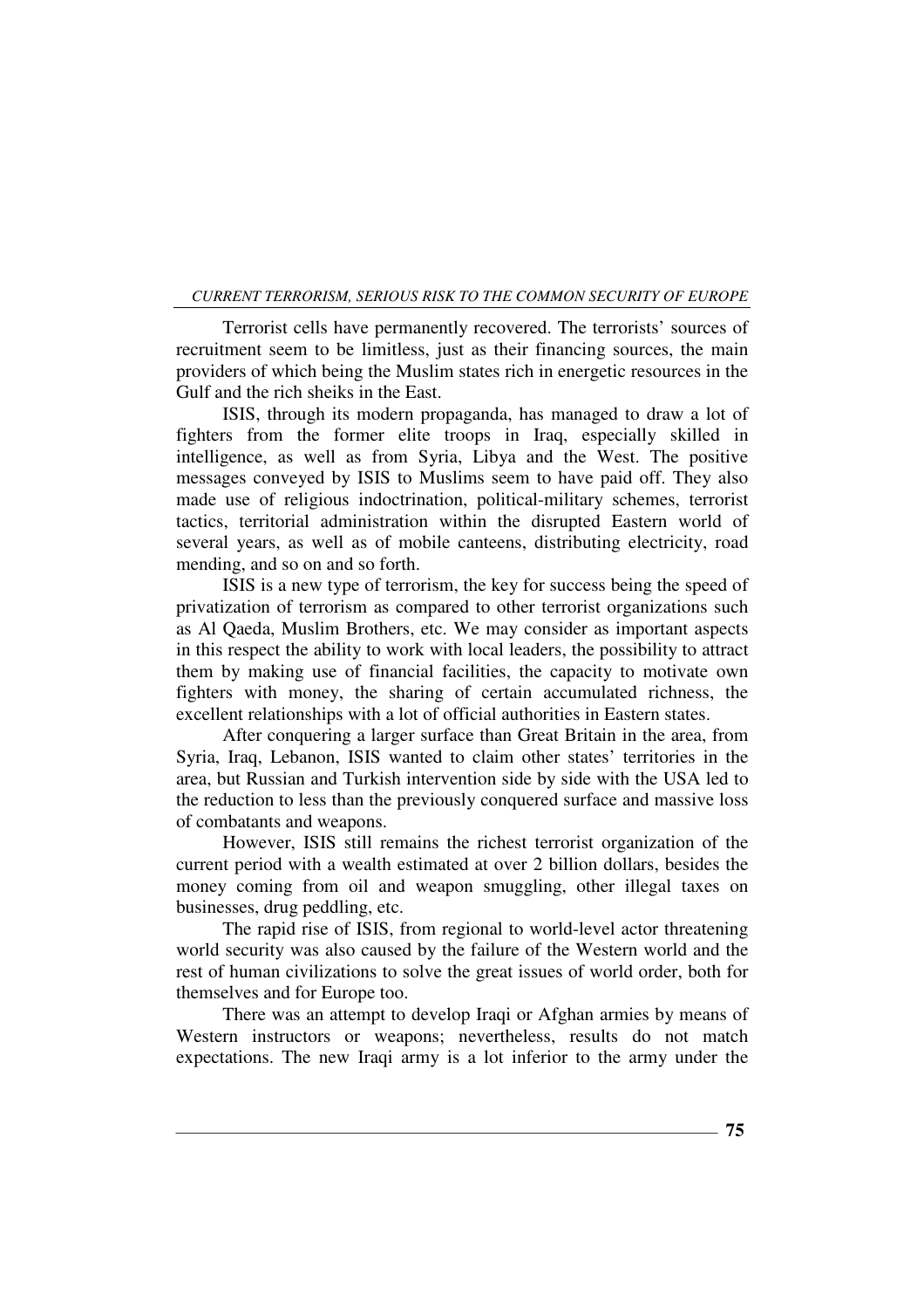Terrorist cells have permanently recovered. The terrorists' sources of recruitment seem to be limitless, just as their financing sources, the main providers of which being the Muslim states rich in energetic resources in the Gulf and the rich sheiks in the East.

ISIS, through its modern propaganda, has managed to draw a lot of fighters from the former elite troops in Iraq, especially skilled in intelligence, as well as from Syria, Libya and the West. The positive messages conveyed by ISIS to Muslims seem to have paid off. They also made use of religious indoctrination, political-military schemes, terrorist tactics, territorial administration within the disrupted Eastern world of several years, as well as of mobile canteens, distributing electricity, road mending, and so on and so forth.

ISIS is a new type of terrorism, the key for success being the speed of privatization of terrorism as compared to other terrorist organizations such as Al Qaeda, Muslim Brothers, etc. We may consider as important aspects in this respect the ability to work with local leaders, the possibility to attract them by making use of financial facilities, the capacity to motivate own fighters with money, the sharing of certain accumulated richness, the excellent relationships with a lot of official authorities in Eastern states.

After conquering a larger surface than Great Britain in the area, from Syria, Iraq, Lebanon, ISIS wanted to claim other states' territories in the area, but Russian and Turkish intervention side by side with the USA led to the reduction to less than the previously conquered surface and massive loss of combatants and weapons.

However, ISIS still remains the richest terrorist organization of the current period with a wealth estimated at over 2 billion dollars, besides the money coming from oil and weapon smuggling, other illegal taxes on businesses, drug peddling, etc.

The rapid rise of ISIS, from regional to world-level actor threatening world security was also caused by the failure of the Western world and the rest of human civilizations to solve the great issues of world order, both for themselves and for Europe too.

There was an attempt to develop Iraqi or Afghan armies by means of Western instructors or weapons; nevertheless, results do not match expectations. The new Iraqi army is a lot inferior to the army under the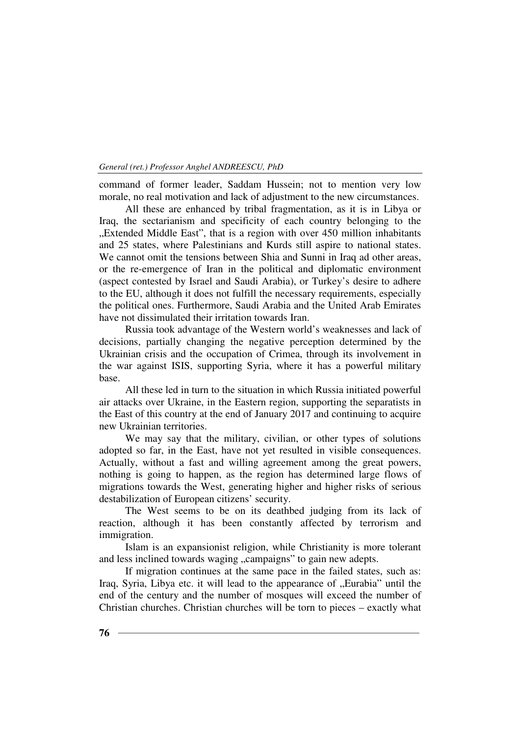command of former leader, Saddam Hussein; not to mention very low morale, no real motivation and lack of adjustment to the new circumstances.

All these are enhanced by tribal fragmentation, as it is in Libya or Iraq, the sectarianism and specificity of each country belonging to the „Extended Middle East", that is a region with over 450 million inhabitants and 25 states, where Palestinians and Kurds still aspire to national states. We cannot omit the tensions between Shia and Sunni in Iraq ad other areas, or the re-emergence of Iran in the political and diplomatic environment (aspect contested by Israel and Saudi Arabia), or Turkey's desire to adhere to the EU, although it does not fulfill the necessary requirements, especially the political ones. Furthermore, Saudi Arabia and the United Arab Emirates have not dissimulated their irritation towards Iran.

Russia took advantage of the Western world's weaknesses and lack of decisions, partially changing the negative perception determined by the Ukrainian crisis and the occupation of Crimea, through its involvement in the war against ISIS, supporting Syria, where it has a powerful military base.

All these led in turn to the situation in which Russia initiated powerful air attacks over Ukraine, in the Eastern region, supporting the separatists in the East of this country at the end of January 2017 and continuing to acquire new Ukrainian territories.

We may say that the military, civilian, or other types of solutions adopted so far, in the East, have not yet resulted in visible consequences. Actually, without a fast and willing agreement among the great powers, nothing is going to happen, as the region has determined large flows of migrations towards the West, generating higher and higher risks of serious destabilization of European citizens' security.

The West seems to be on its deathbed judging from its lack of reaction, although it has been constantly affected by terrorism and immigration.

Islam is an expansionist religion, while Christianity is more tolerant and less inclined towards waging „campaigns" to gain new adepts.

If migration continues at the same pace in the failed states, such as: Iraq, Syria, Libya etc. it will lead to the appearance of „Eurabia" until the end of the century and the number of mosques will exceed the number of Christian churches. Christian churches will be torn to pieces – exactly what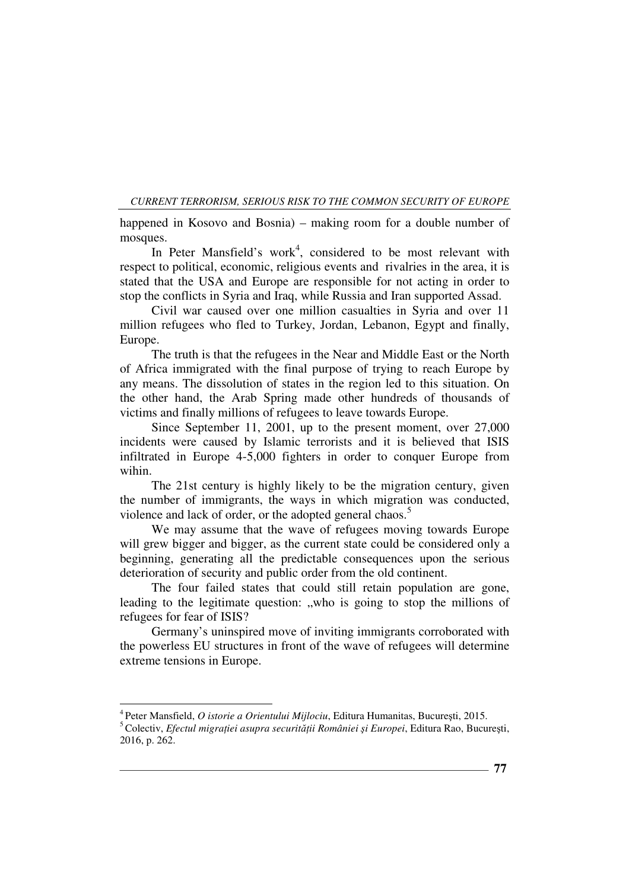happened in Kosovo and Bosnia) – making room for a double number of mosques.

In Peter Mansfield's work[4], considered to be most relevant with respect to political, economic, religious events and rivalries in the area, it is stated that the USA and Europe are responsible for not acting in order to stop the conflicts in Syria and Iraq, while Russia and Iran supported Assad.

Civil war caused over one million casualties in Syria and over 11 million refugees who fled to Turkey, Jordan, Lebanon, Egypt and finally, Europe.

The truth is that the refugees in the Near and Middle East or the North of Africa immigrated with the final purpose of trying to reach Europe by any means. The dissolution of states in the region led to this situation. On the other hand, the Arab Spring made other hundreds of thousands of victims and finally millions of refugees to leave towards Europe.

Since September 11, 2001, up to the present moment, over 27,000 incidents were caused by Islamic terrorists and it is believed that ISIS infiltrated in Europe 4-5,000 fighters in order to conquer Europe from wihin.

The 21st century is highly likely to be the migration century, given the number of immigrants, the ways in which migration was conducted, violence and lack of order, or the adopted general chaos.[5]

We may assume that the wave of refugees moving towards Europe will grew bigger and bigger, as the current state could be considered only a beginning, generating all the predictable consequences upon the serious deterioration of security and public order from the old continent.

The four failed states that could still retain population are gone, leading to the legitimate question: „who is going to stop the millions of refugees for fear of ISIS?

Germany's uninspired move of inviting immigrants corroborated with the powerless EU structures in front of the wave of refugees will determine extreme tensions in Europe.

---

[4] Peter Mansfield, *O istorie a Orientului Mijlociu*, Editura Humanitas, Bucureşti, 2015.

[5] Colectiv, *Efectul migraţiei asupra securităţii României şi Europei*, Editura Rao, Bucureşti, 2016, p. 262.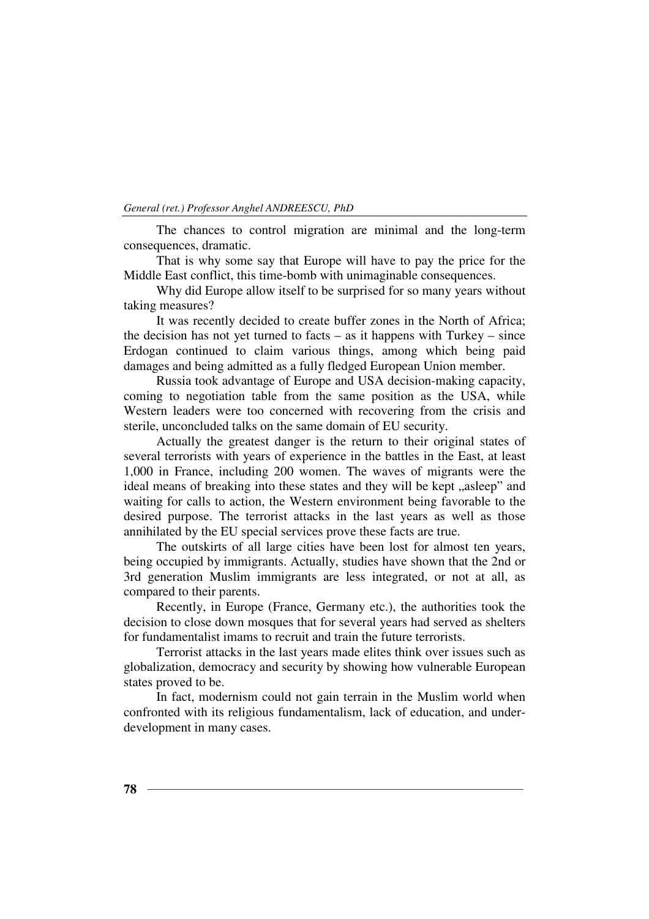The chances to control migration are minimal and the long-term consequences, dramatic.

That is why some say that Europe will have to pay the price for the Middle East conflict, this time-bomb with unimaginable consequences.

Why did Europe allow itself to be surprised for so many years without taking measures?

It was recently decided to create buffer zones in the North of Africa; the decision has not yet turned to facts – as it happens with Turkey – since Erdogan continued to claim various things, among which being paid damages and being admitted as a fully fledged European Union member.

Russia took advantage of Europe and USA decision-making capacity, coming to negotiation table from the same position as the USA, while Western leaders were too concerned with recovering from the crisis and sterile, unconcluded talks on the same domain of EU security.

Actually the greatest danger is the return to their original states of several terrorists with years of experience in the battles in the East, at least 1,000 in France, including 200 women. The waves of migrants were the ideal means of breaking into these states and they will be kept „asleep" and waiting for calls to action, the Western environment being favorable to the desired purpose. The terrorist attacks in the last years as well as those annihilated by the EU special services prove these facts are true.

The outskirts of all large cities have been lost for almost ten years, being occupied by immigrants. Actually, studies have shown that the 2nd or 3rd generation Muslim immigrants are less integrated, or not at all, as compared to their parents.

Recently, in Europe (France, Germany etc.), the authorities took the decision to close down mosques that for several years had served as shelters for fundamentalist imams to recruit and train the future terrorists.

Terrorist attacks in the last years made elites think over issues such as globalization, democracy and security by showing how vulnerable European states proved to be.

In fact, modernism could not gain terrain in the Muslim world when confronted with its religious fundamentalism, lack of education, and under-development in many cases.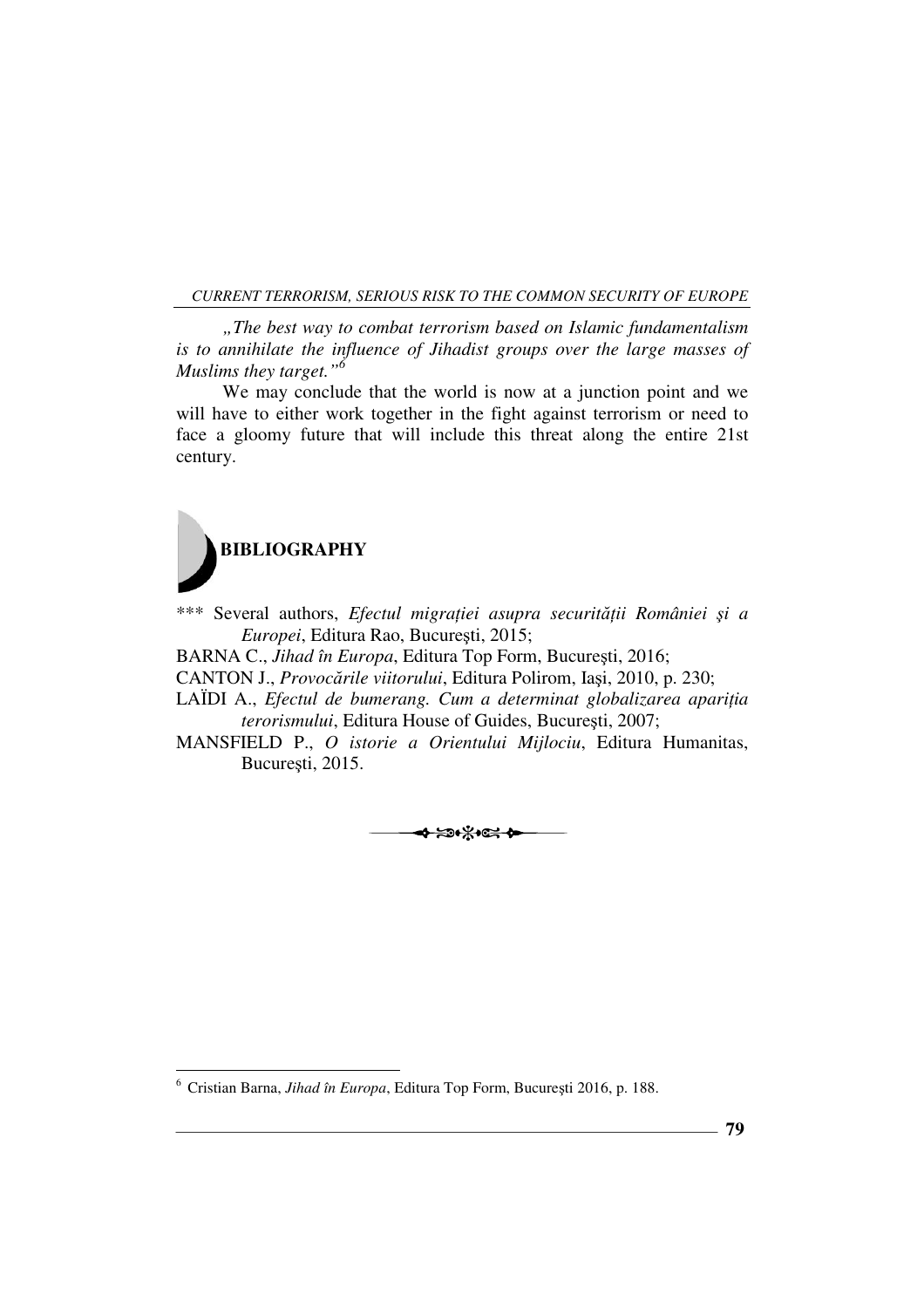*„The best way to combat terrorism based on Islamic fundamentalism is to annihilate the influence of Jihadist groups over the large masses of Muslims they target."*[6]

We may conclude that the world is now at a junction point and we will have to either work together in the fight against terrorism or need to face a gloomy future that will include this threat along the entire 21st century.

## BIBLIOGRAPHY

*** Several authors, *Efectul migrației asupra securității României şi a Europei*, Editura Rao, Bucureşti, 2015;

BARNA C., *Jihad în Europa*, Editura Top Form, Bucureşti, 2016;

CANTON J., *Provocările viitorului*, Editura Polirom, Iași, 2010, p. 230;

LAÏDI A., *Efectul de bumerang. Cum a determinat globalizarea apariția terorismului*, Editura House of Guides, Bucureşti, 2007;

MANSFIELD P., *O istorie a Orientului Mijlociu*, Editura Humanitas, Bucureşti, 2015.

---

[6] Cristian Barna, *Jihad în Europa*, Editura Top Form, București 2016, p. 188.